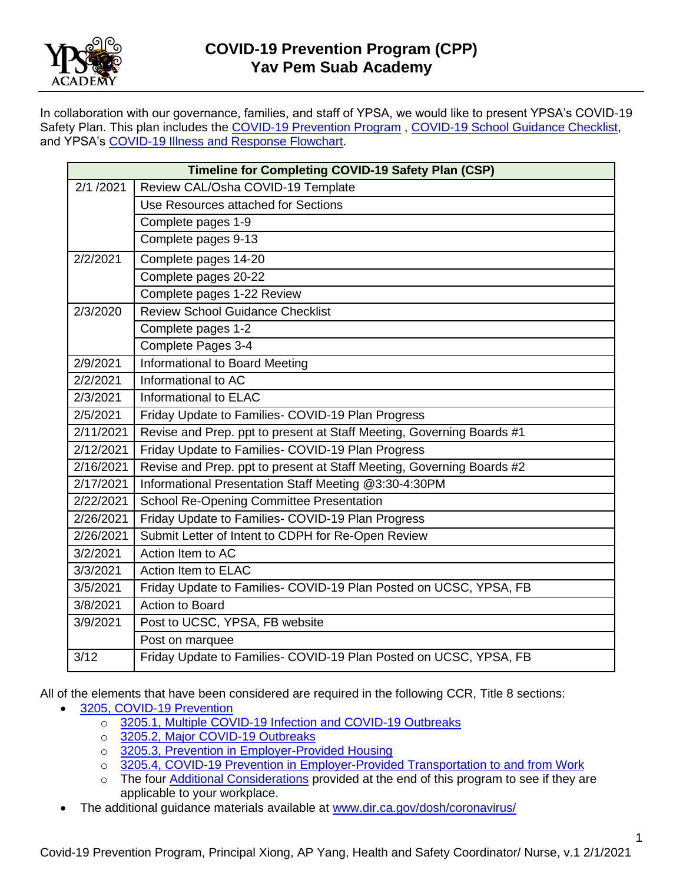# COVID-19 Prevention Program (CPP)
# Yav Pem Suab Academy

In collaboration with our governance, families, and staff of YPSA, we would like to present YPSA's COVID-19 Safety Plan. This plan includes the COVID-19 Prevention Program , COVID-19 School Guidance Checklist, and YPSA's COVID-19 Illness and Response Flowchart.

| Timeline for Completing COVID-19 Safety Plan (CSP) | |
|---|---|
| 2/1 /2021 | Review CAL/Osha COVID-19 Template |
| | Use Resources attached for Sections |
| | Complete pages 1-9 |
| | Complete pages 9-13 |
| 2/2/2021 | Complete pages 14-20 |
| | Complete pages 20-22 |
| | Complete pages 1-22 Review |
| 2/3/2020 | Review School Guidance Checklist |
| | Complete pages 1-2 |
| | Complete Pages 3-4 |
| 2/9/2021 | Informational to Board Meeting |
| 2/2/2021 | Informational to AC |
| 2/3/2021 | Informational to ELAC |
| 2/5/2021 | Friday Update to Families- COVID-19 Plan Progress |
| 2/11/2021 | Revise and Prep. ppt to present at Staff Meeting, Governing Boards #1 |
| 2/12/2021 | Friday Update to Families- COVID-19 Plan Progress |
| 2/16/2021 | Revise and Prep. ppt to present at Staff Meeting, Governing Boards #2 |
| 2/17/2021 | Informational Presentation Staff Meeting @3:30-4:30PM |
| 2/22/2021 | School Re-Opening Committee Presentation |
| 2/26/2021 | Friday Update to Families- COVID-19 Plan Progress |
| 2/26/2021 | Submit Letter of Intent to CDPH for Re-Open Review |
| 3/2/2021 | Action Item to AC |
| 3/3/2021 | Action Item to ELAC |
| 3/5/2021 | Friday Update to Families- COVID-19 Plan Posted on UCSC, YPSA, FB |
| 3/8/2021 | Action to Board |
| 3/9/2021 | Post to UCSC, YPSA, FB website |
| | Post on marquee |
| 3/12 | Friday Update to Families- COVID-19 Plan Posted on UCSC, YPSA, FB |

All of the elements that have been considered are required in the following CCR, Title 8 sections:

- 3205, COVID-19 Prevention
  - 3205.1, Multiple COVID-19 Infection and COVID-19 Outbreaks
  - 3205.2, Major COVID-19 Outbreaks
  - 3205.3, Prevention in Employer-Provided Housing
  - 3205.4, COVID-19 Prevention in Employer-Provided Transportation to and from Work
  - The four Additional Considerations provided at the end of this program to see if they are applicable to your workplace.
- The additional guidance materials available at www.dir.ca.gov/dosh/coronavirus/

Covid-19 Prevention Program, Principal Xiong, AP Yang, Health and Safety Coordinator/ Nurse, v.1 2/1/2021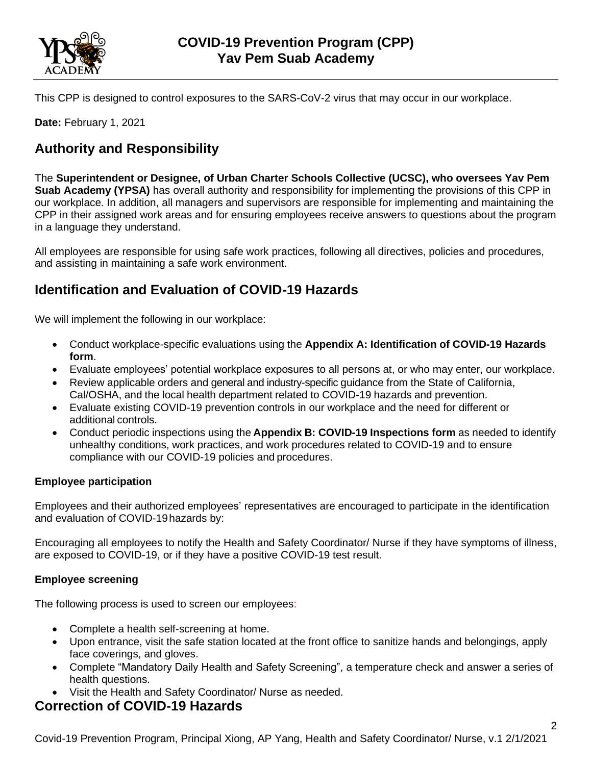# COVID-19 Prevention Program (CPP) Yav Pem Suab Academy

This CPP is designed to control exposures to the SARS-CoV-2 virus that may occur in our workplace.

**Date:** February 1, 2021

## Authority and Responsibility

The **Superintendent or Designee, of Urban Charter Schools Collective (UCSC), who oversees Yav Pem Suab Academy (YPSA)** has overall authority and responsibility for implementing the provisions of this CPP in our workplace. In addition, all managers and supervisors are responsible for implementing and maintaining the CPP in their assigned work areas and for ensuring employees receive answers to questions about the program in a language they understand.

All employees are responsible for using safe work practices, following all directives, policies and procedures, and assisting in maintaining a safe work environment.

## Identification and Evaluation of COVID-19 Hazards

We will implement the following in our workplace:

- Conduct workplace-specific evaluations using the **Appendix A: Identification of COVID-19 Hazards form**.
- Evaluate employees' potential workplace exposures to all persons at, or who may enter, our workplace.
- Review applicable orders and general and industry-specific guidance from the State of California, Cal/OSHA, and the local health department related to COVID-19 hazards and prevention.
- Evaluate existing COVID-19 prevention controls in our workplace and the need for different or additional controls.
- Conduct periodic inspections using the **Appendix B: COVID-19 Inspections form** as needed to identify unhealthy conditions, work practices, and work procedures related to COVID-19 and to ensure compliance with our COVID-19 policies and procedures.

### Employee participation

Employees and their authorized employees' representatives are encouraged to participate in the identification and evaluation of COVID-19 hazards by:

Encouraging all employees to notify the Health and Safety Coordinator/ Nurse if they have symptoms of illness, are exposed to COVID-19, or if they have a positive COVID-19 test result.

### Employee screening

The following process is used to screen our employees:

- Complete a health self-screening at home.
- Upon entrance, visit the safe station located at the front office to sanitize hands and belongings, apply face coverings, and gloves.
- Complete "Mandatory Daily Health and Safety Screening", a temperature check and answer a series of health questions.
- Visit the Health and Safety Coordinator/ Nurse as needed.

## Correction of COVID-19 Hazards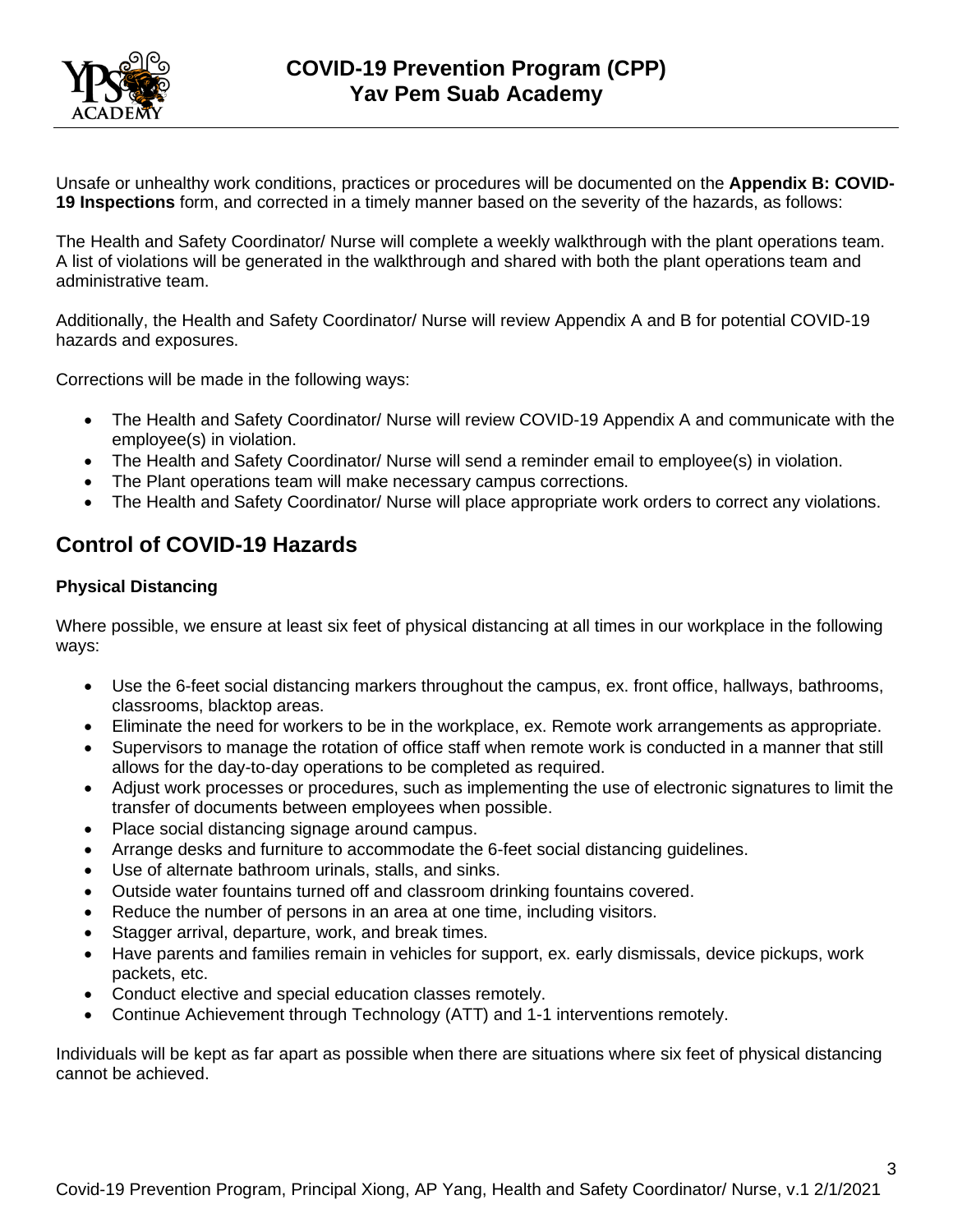Unsafe or unhealthy work conditions, practices or procedures will be documented on the **Appendix B: COVID-19 Inspections** form, and corrected in a timely manner based on the severity of the hazards, as follows:

The Health and Safety Coordinator/ Nurse will complete a weekly walkthrough with the plant operations team. A list of violations will be generated in the walkthrough and shared with both the plant operations team and administrative team.

Additionally, the Health and Safety Coordinator/ Nurse will review Appendix A and B for potential COVID-19 hazards and exposures.

Corrections will be made in the following ways:

- The Health and Safety Coordinator/ Nurse will review COVID-19 Appendix A and communicate with the employee(s) in violation.
- The Health and Safety Coordinator/ Nurse will send a reminder email to employee(s) in violation.
- The Plant operations team will make necessary campus corrections.
- The Health and Safety Coordinator/ Nurse will place appropriate work orders to correct any violations.

## Control of COVID-19 Hazards

### Physical Distancing

Where possible, we ensure at least six feet of physical distancing at all times in our workplace in the following ways:

- Use the 6-feet social distancing markers throughout the campus, ex. front office, hallways, bathrooms, classrooms, blacktop areas.
- Eliminate the need for workers to be in the workplace, ex. Remote work arrangements as appropriate.
- Supervisors to manage the rotation of office staff when remote work is conducted in a manner that still allows for the day-to-day operations to be completed as required.
- Adjust work processes or procedures, such as implementing the use of electronic signatures to limit the transfer of documents between employees when possible.
- Place social distancing signage around campus.
- Arrange desks and furniture to accommodate the 6-feet social distancing guidelines.
- Use of alternate bathroom urinals, stalls, and sinks.
- Outside water fountains turned off and classroom drinking fountains covered.
- Reduce the number of persons in an area at one time, including visitors.
- Stagger arrival, departure, work, and break times.
- Have parents and families remain in vehicles for support, ex. early dismissals, device pickups, work packets, etc.
- Conduct elective and special education classes remotely.
- Continue Achievement through Technology (ATT) and 1-1 interventions remotely.

Individuals will be kept as far apart as possible when there are situations where six feet of physical distancing cannot be achieved.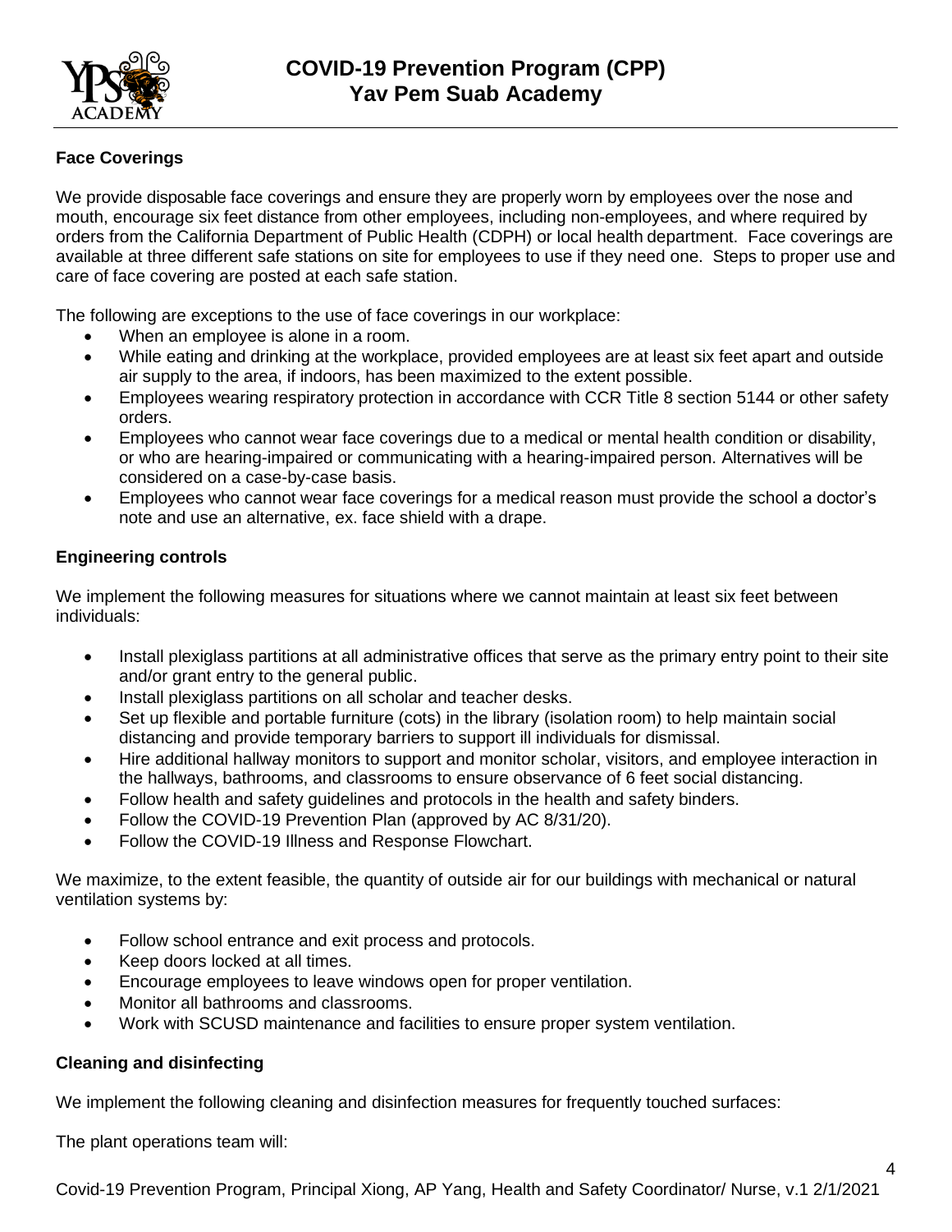**Face Coverings**

We provide disposable face coverings and ensure they are properly worn by employees over the nose and mouth, encourage six feet distance from other employees, including non-employees, and where required by orders from the California Department of Public Health (CDPH) or local health department. Face coverings are available at three different safe stations on site for employees to use if they need one. Steps to proper use and care of face covering are posted at each safe station.

The following are exceptions to the use of face coverings in our workplace:

- When an employee is alone in a room.
- While eating and drinking at the workplace, provided employees are at least six feet apart and outside air supply to the area, if indoors, has been maximized to the extent possible.
- Employees wearing respiratory protection in accordance with CCR Title 8 section 5144 or other safety orders.
- Employees who cannot wear face coverings due to a medical or mental health condition or disability, or who are hearing-impaired or communicating with a hearing-impaired person. Alternatives will be considered on a case-by-case basis.
- Employees who cannot wear face coverings for a medical reason must provide the school a doctor's note and use an alternative, ex. face shield with a drape.

**Engineering controls**

We implement the following measures for situations where we cannot maintain at least six feet between individuals:

- Install plexiglass partitions at all administrative offices that serve as the primary entry point to their site and/or grant entry to the general public.
- Install plexiglass partitions on all scholar and teacher desks.
- Set up flexible and portable furniture (cots) in the library (isolation room) to help maintain social distancing and provide temporary barriers to support ill individuals for dismissal.
- Hire additional hallway monitors to support and monitor scholar, visitors, and employee interaction in the hallways, bathrooms, and classrooms to ensure observance of 6 feet social distancing.
- Follow health and safety guidelines and protocols in the health and safety binders.
- Follow the COVID-19 Prevention Plan (approved by AC 8/31/20).
- Follow the COVID-19 Illness and Response Flowchart.

We maximize, to the extent feasible, the quantity of outside air for our buildings with mechanical or natural ventilation systems by:

- Follow school entrance and exit process and protocols.
- Keep doors locked at all times.
- Encourage employees to leave windows open for proper ventilation.
- Monitor all bathrooms and classrooms.
- Work with SCUSD maintenance and facilities to ensure proper system ventilation.

**Cleaning and disinfecting**

We implement the following cleaning and disinfection measures for frequently touched surfaces:

The plant operations team will: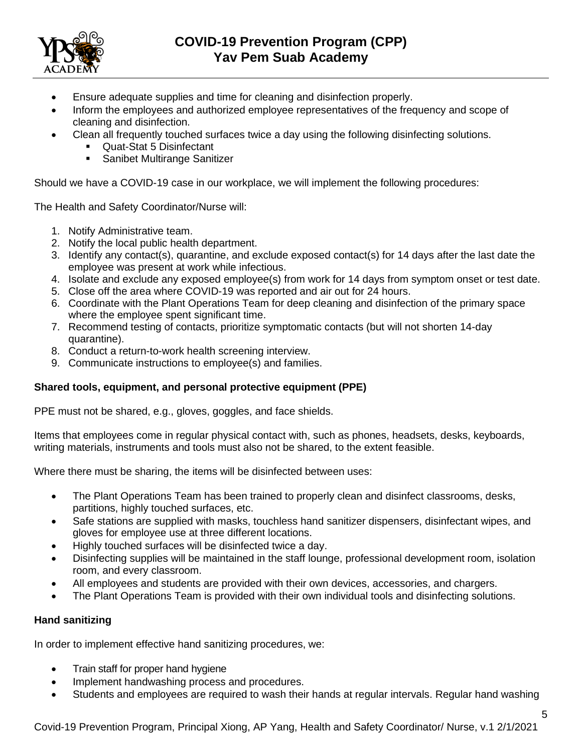- Ensure adequate supplies and time for cleaning and disinfection properly.
- Inform the employees and authorized employee representatives of the frequency and scope of cleaning and disinfection.
- Clean all frequently touched surfaces twice a day using the following disinfecting solutions.
  - Quat-Stat 5 Disinfectant
  - Sanibet Multirange Sanitizer

Should we have a COVID-19 case in our workplace, we will implement the following procedures:

The Health and Safety Coordinator/Nurse will:

1. Notify Administrative team.
2. Notify the local public health department.
3. Identify any contact(s), quarantine, and exclude exposed contact(s) for 14 days after the last date the employee was present at work while infectious.
4. Isolate and exclude any exposed employee(s) from work for 14 days from symptom onset or test date.
5. Close off the area where COVID-19 was reported and air out for 24 hours.
6. Coordinate with the Plant Operations Team for deep cleaning and disinfection of the primary space where the employee spent significant time.
7. Recommend testing of contacts, prioritize symptomatic contacts (but will not shorten 14-day quarantine).
8. Conduct a return-to-work health screening interview.
9. Communicate instructions to employee(s) and families.

**Shared tools, equipment, and personal protective equipment (PPE)**

PPE must not be shared, e.g., gloves, goggles, and face shields.

Items that employees come in regular physical contact with, such as phones, headsets, desks, keyboards, writing materials, instruments and tools must also not be shared, to the extent feasible.

Where there must be sharing, the items will be disinfected between uses:

- The Plant Operations Team has been trained to properly clean and disinfect classrooms, desks, partitions, highly touched surfaces, etc.
- Safe stations are supplied with masks, touchless hand sanitizer dispensers, disinfectant wipes, and gloves for employee use at three different locations.
- Highly touched surfaces will be disinfected twice a day.
- Disinfecting supplies will be maintained in the staff lounge, professional development room, isolation room, and every classroom.
- All employees and students are provided with their own devices, accessories, and chargers.
- The Plant Operations Team is provided with their own individual tools and disinfecting solutions.

**Hand sanitizing**

In order to implement effective hand sanitizing procedures, we:

- Train staff for proper hand hygiene
- Implement handwashing process and procedures.
- Students and employees are required to wash their hands at regular intervals. Regular hand washing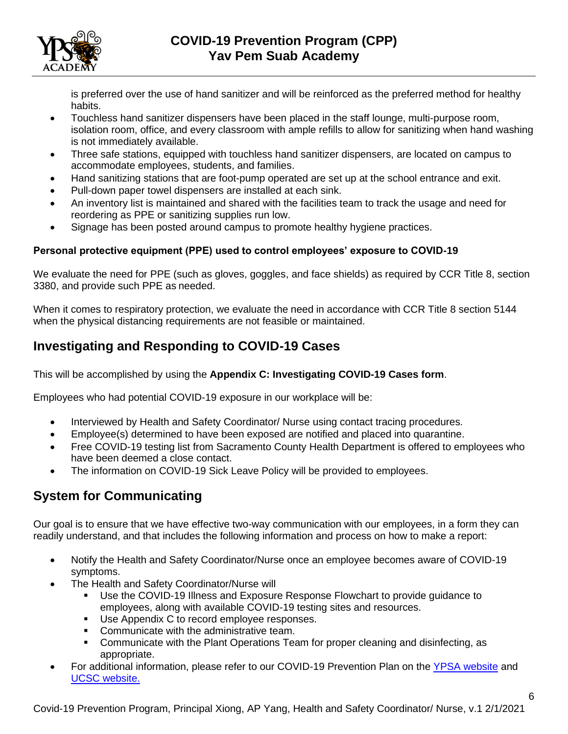is preferred over the use of hand sanitizer and will be reinforced as the preferred method for healthy habits.

- Touchless hand sanitizer dispensers have been placed in the staff lounge, multi-purpose room, isolation room, office, and every classroom with ample refills to allow for sanitizing when hand washing is not immediately available.
- Three safe stations, equipped with touchless hand sanitizer dispensers, are located on campus to accommodate employees, students, and families.
- Hand sanitizing stations that are foot-pump operated are set up at the school entrance and exit.
- Pull-down paper towel dispensers are installed at each sink.
- An inventory list is maintained and shared with the facilities team to track the usage and need for reordering as PPE or sanitizing supplies run low.
- Signage has been posted around campus to promote healthy hygiene practices.

#### Personal protective equipment (PPE) used to control employees' exposure to COVID-19

We evaluate the need for PPE (such as gloves, goggles, and face shields) as required by CCR Title 8, section 3380, and provide such PPE as needed.

When it comes to respiratory protection, we evaluate the need in accordance with CCR Title 8 section 5144 when the physical distancing requirements are not feasible or maintained.

## Investigating and Responding to COVID-19 Cases

This will be accomplished by using the **Appendix C: Investigating COVID-19 Cases form**.

Employees who had potential COVID-19 exposure in our workplace will be:

- Interviewed by Health and Safety Coordinator/ Nurse using contact tracing procedures.
- Employee(s) determined to have been exposed are notified and placed into quarantine.
- Free COVID-19 testing list from Sacramento County Health Department is offered to employees who have been deemed a close contact.
- The information on COVID-19 Sick Leave Policy will be provided to employees.

## System for Communicating

Our goal is to ensure that we have effective two-way communication with our employees, in a form they can readily understand, and that includes the following information and process on how to make a report:

- Notify the Health and Safety Coordinator/Nurse once an employee becomes aware of COVID-19 symptoms.
- The Health and Safety Coordinator/Nurse will
  - Use the COVID-19 Illness and Exposure Response Flowchart to provide guidance to employees, along with available COVID-19 testing sites and resources.
  - Use Appendix C to record employee responses.
  - Communicate with the administrative team.
  - Communicate with the Plant Operations Team for proper cleaning and disinfecting, as appropriate.
- For additional information, please refer to our COVID-19 Prevention Plan on the YPSA website and UCSC website.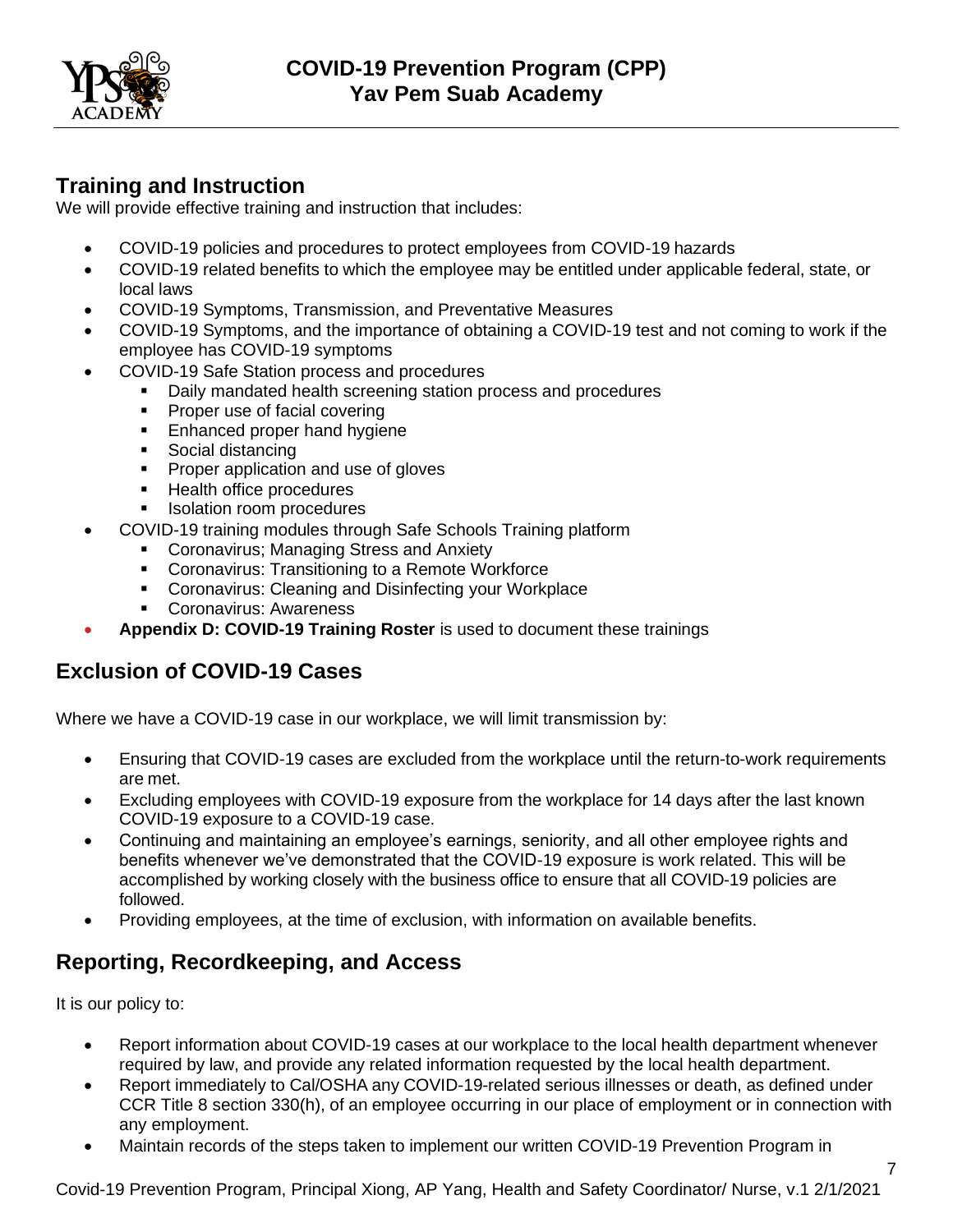## Training and Instruction

We will provide effective training and instruction that includes:

- COVID-19 policies and procedures to protect employees from COVID-19 hazards
- COVID-19 related benefits to which the employee may be entitled under applicable federal, state, or local laws
- COVID-19 Symptoms, Transmission, and Preventative Measures
- COVID-19 Symptoms, and the importance of obtaining a COVID-19 test and not coming to work if the employee has COVID-19 symptoms
- COVID-19 Safe Station process and procedures
  - Daily mandated health screening station process and procedures
  - Proper use of facial covering
  - Enhanced proper hand hygiene
  - Social distancing
  - Proper application and use of gloves
  - Health office procedures
  - Isolation room procedures
- COVID-19 training modules through Safe Schools Training platform
  - Coronavirus; Managing Stress and Anxiety
  - Coronavirus: Transitioning to a Remote Workforce
  - Coronavirus: Cleaning and Disinfecting your Workplace
  - Coronavirus: Awareness
- **Appendix D: COVID-19 Training Roster** is used to document these trainings

## Exclusion of COVID-19 Cases

Where we have a COVID-19 case in our workplace, we will limit transmission by:

- Ensuring that COVID-19 cases are excluded from the workplace until the return-to-work requirements are met.
- Excluding employees with COVID-19 exposure from the workplace for 14 days after the last known COVID-19 exposure to a COVID-19 case.
- Continuing and maintaining an employee's earnings, seniority, and all other employee rights and benefits whenever we've demonstrated that the COVID-19 exposure is work related. This will be accomplished by working closely with the business office to ensure that all COVID-19 policies are followed.
- Providing employees, at the time of exclusion, with information on available benefits.

## Reporting, Recordkeeping, and Access

It is our policy to:

- Report information about COVID-19 cases at our workplace to the local health department whenever required by law, and provide any related information requested by the local health department.
- Report immediately to Cal/OSHA any COVID-19-related serious illnesses or death, as defined under CCR Title 8 section 330(h), of an employee occurring in our place of employment or in connection with any employment.
- Maintain records of the steps taken to implement our written COVID-19 Prevention Program in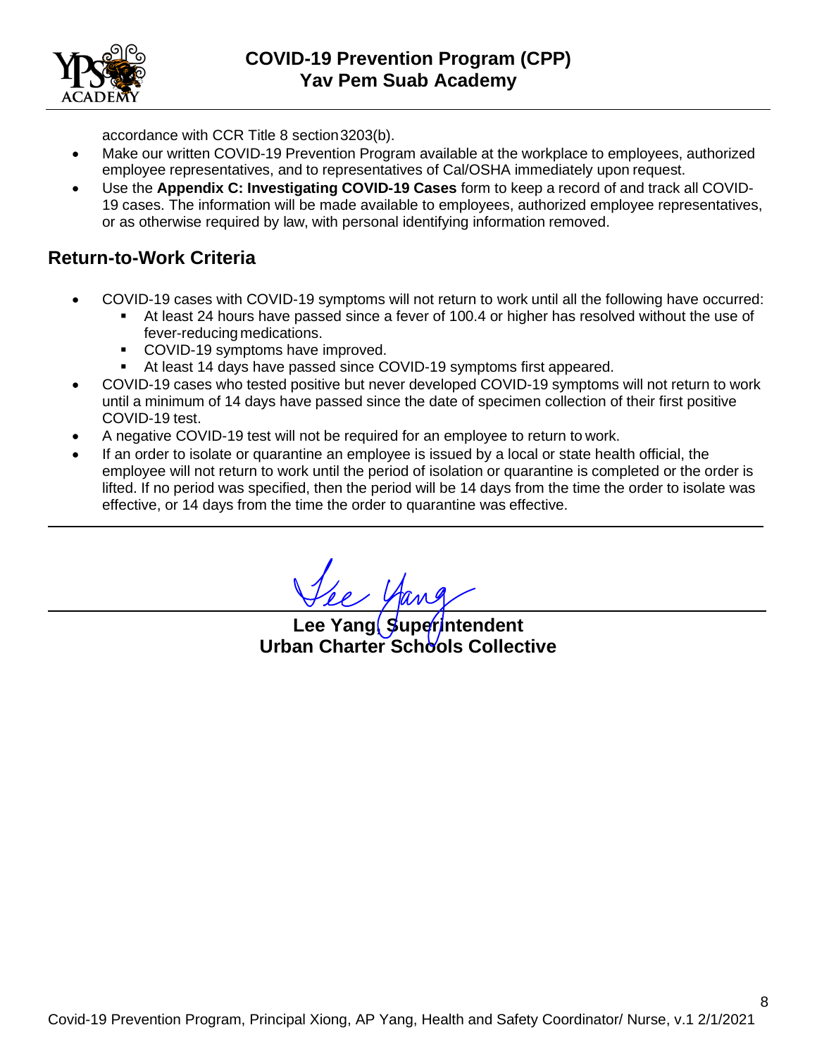accordance with CCR Title 8 section 3203(b).

- Make our written COVID-19 Prevention Program available at the workplace to employees, authorized employee representatives, and to representatives of Cal/OSHA immediately upon request.
- Use the **Appendix C: Investigating COVID-19 Cases** form to keep a record of and track all COVID-19 cases. The information will be made available to employees, authorized employee representatives, or as otherwise required by law, with personal identifying information removed.

## Return-to-Work Criteria

- COVID-19 cases with COVID-19 symptoms will not return to work until all the following have occurred:
  - At least 24 hours have passed since a fever of 100.4 or higher has resolved without the use of fever-reducing medications.
  - COVID-19 symptoms have improved.
  - At least 14 days have passed since COVID-19 symptoms first appeared.
- COVID-19 cases who tested positive but never developed COVID-19 symptoms will not return to work until a minimum of 14 days have passed since the date of specimen collection of their first positive COVID-19 test.
- A negative COVID-19 test will not be required for an employee to return to work.
- If an order to isolate or quarantine an employee is issued by a local or state health official, the employee will not return to work until the period of isolation or quarantine is completed or the order is lifted. If no period was specified, then the period will be 14 days from the time the order to isolate was effective, or 14 days from the time the order to quarantine was effective.

---

Lee Yang

**Lee Yang, Superintendent**
**Urban Charter Schools Collective**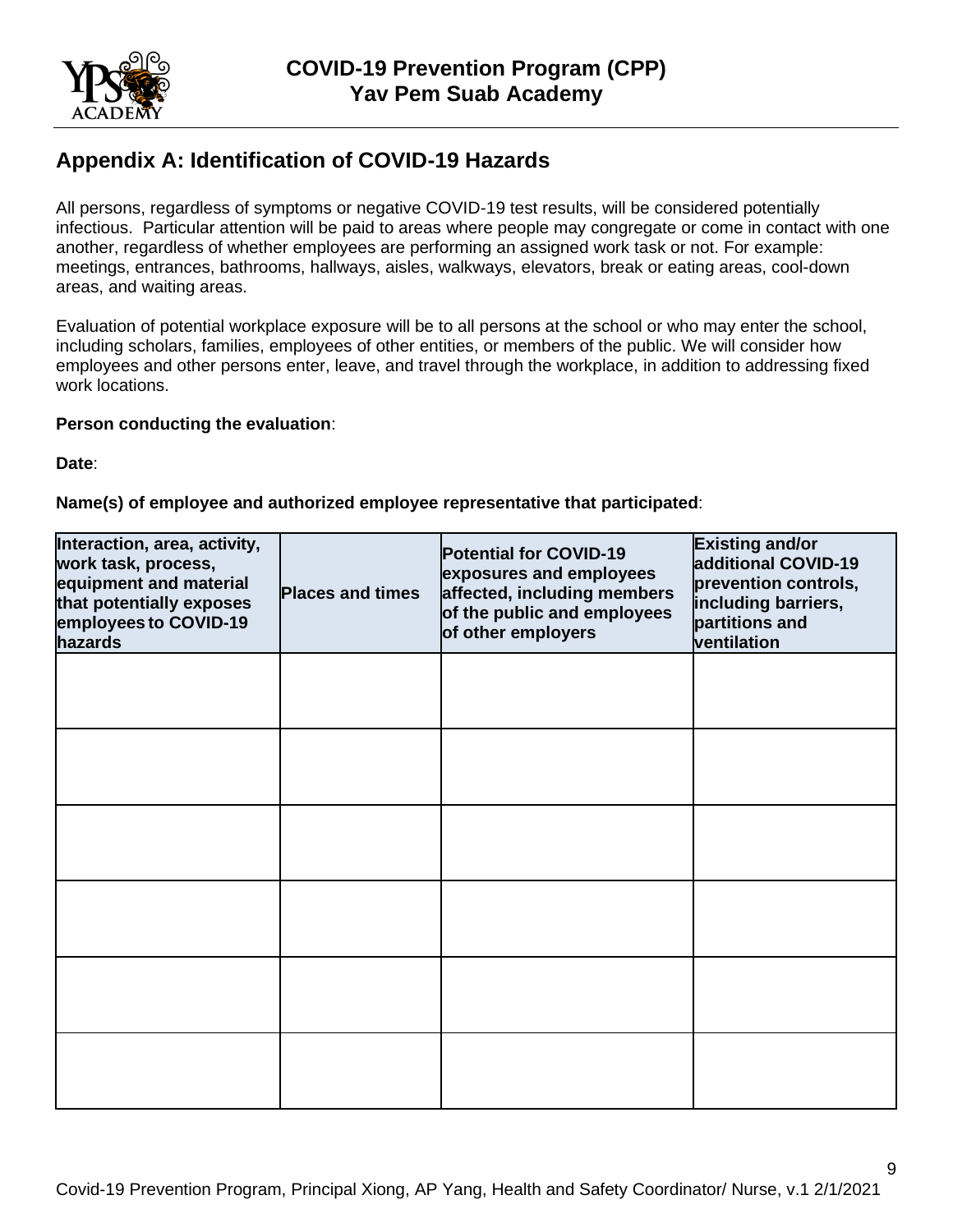## Appendix A: Identification of COVID-19 Hazards

All persons, regardless of symptoms or negative COVID-19 test results, will be considered potentially infectious. Particular attention will be paid to areas where people may congregate or come in contact with one another, regardless of whether employees are performing an assigned work task or not. For example: meetings, entrances, bathrooms, hallways, aisles, walkways, elevators, break or eating areas, cool-down areas, and waiting areas.

Evaluation of potential workplace exposure will be to all persons at the school or who may enter the school, including scholars, families, employees of other entities, or members of the public. We will consider how employees and other persons enter, leave, and travel through the workplace, in addition to addressing fixed work locations.

**Person conducting the evaluation**:

**Date**:

**Name(s) of employee and authorized employee representative that participated**:

| Interaction, area, activity, work task, process, equipment and material that potentially exposes employees to COVID-19 hazards | Places and times | Potential for COVID-19 exposures and employees affected, including members of the public and employees of other employers | Existing and/or additional COVID-19 prevention controls, including barriers, partitions and ventilation |
|---|---|---|---|
| | | | |
| | | | |
| | | | |
| | | | |
| | | | |
| | | | |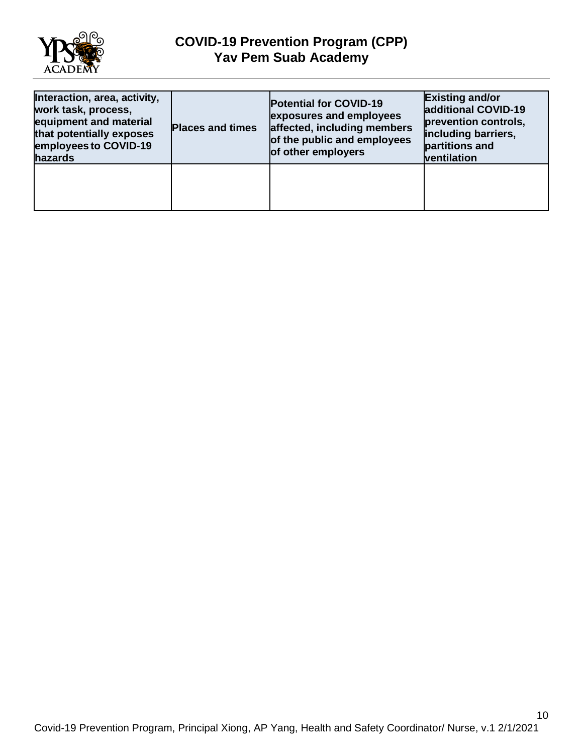| Interaction, area, activity, work task, process, equipment and material that potentially exposes employees to COVID-19 hazards | Places and times | Potential for COVID-19 exposures and employees affected, including members of the public and employees of other employers | Existing and/or additional COVID-19 prevention controls, including barriers, partitions and ventilation |
| --- | --- | --- | --- |
| | | | |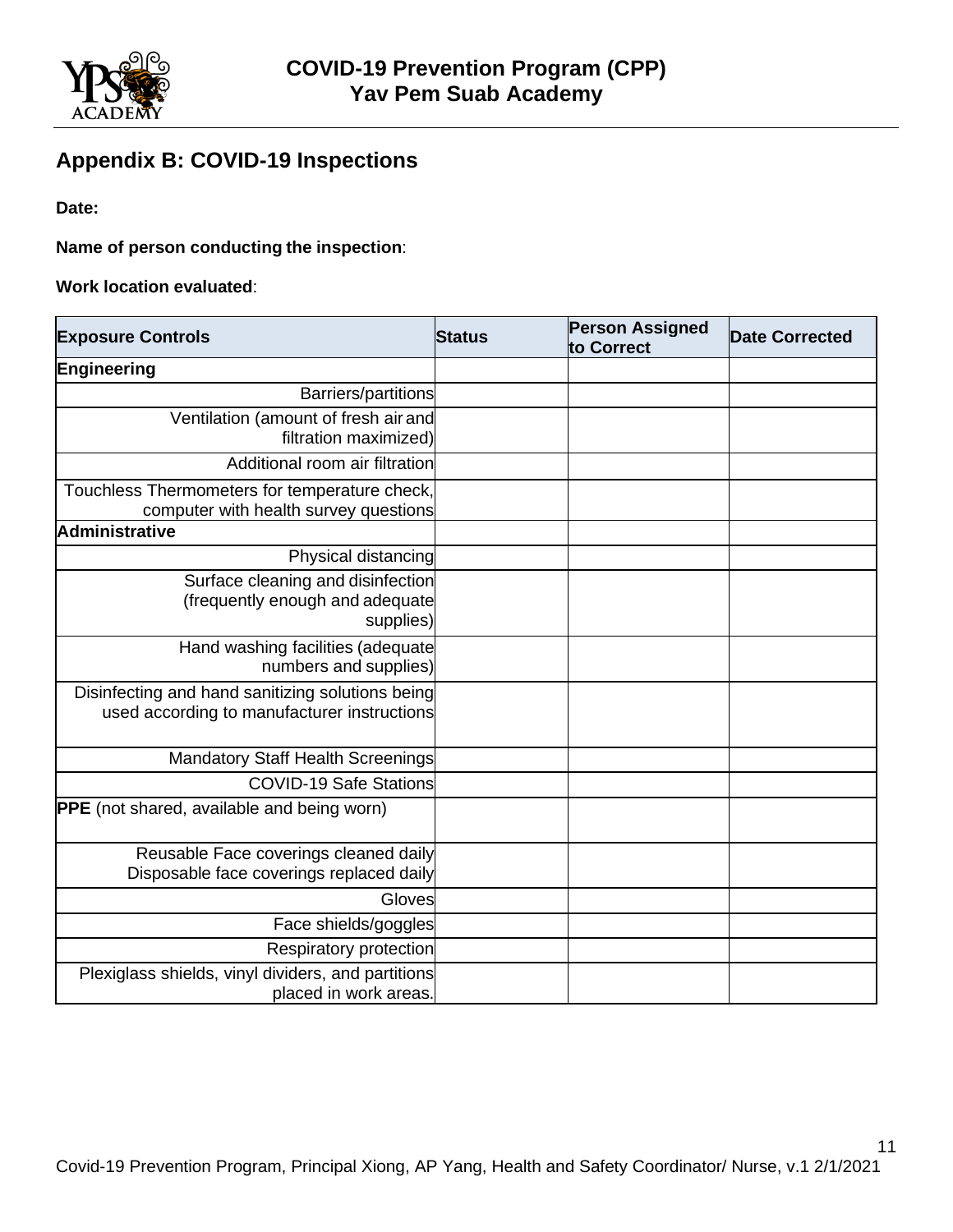## Appendix B: COVID-19 Inspections

**Date:**

**Name of person conducting the inspection**:

**Work location evaluated**:

| Exposure Controls | Status | Person Assigned to Correct | Date Corrected |
|---|---|---|---|
| **Engineering** | | | |
| Barriers/partitions | | | |
| Ventilation (amount of fresh air and filtration maximized) | | | |
| Additional room air filtration | | | |
| Touchless Thermometers for temperature check, computer with health survey questions | | | |
| **Administrative** | | | |
| Physical distancing | | | |
| Surface cleaning and disinfection (frequently enough and adequate supplies) | | | |
| Hand washing facilities (adequate numbers and supplies) | | | |
| Disinfecting and hand sanitizing solutions being used according to manufacturer instructions | | | |
| Mandatory Staff Health Screenings | | | |
| COVID-19 Safe Stations | | | |
| **PPE** (not shared, available and being worn) | | | |
| Reusable Face coverings cleaned daily Disposable face coverings replaced daily | | | |
| Gloves | | | |
| Face shields/goggles | | | |
| Respiratory protection | | | |
| Plexiglass shields, vinyl dividers, and partitions placed in work areas. | | | |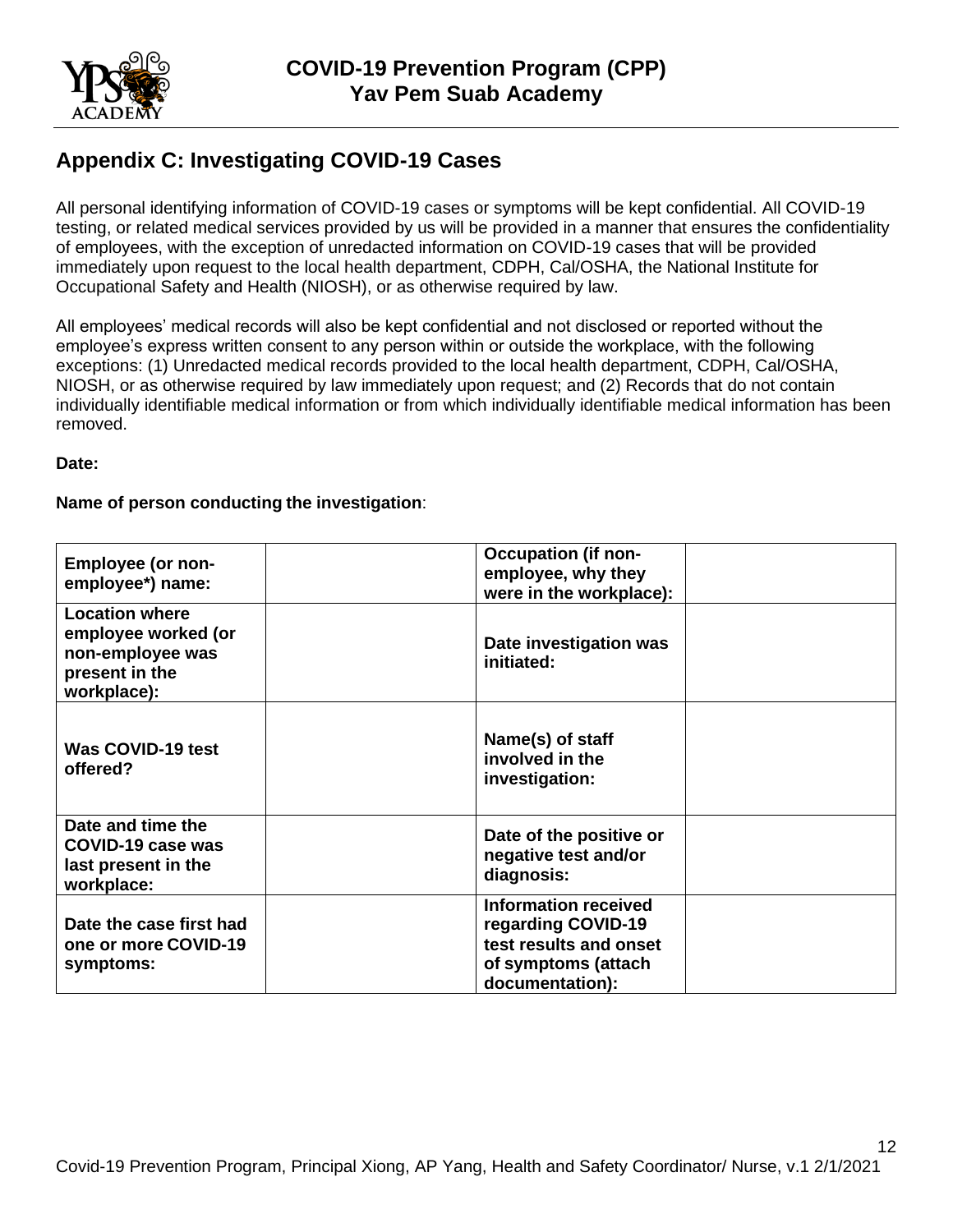## Appendix C: Investigating COVID-19 Cases

All personal identifying information of COVID-19 cases or symptoms will be kept confidential. All COVID-19 testing, or related medical services provided by us will be provided in a manner that ensures the confidentiality of employees, with the exception of unredacted information on COVID-19 cases that will be provided immediately upon request to the local health department, CDPH, Cal/OSHA, the National Institute for Occupational Safety and Health (NIOSH), or as otherwise required by law.

All employees' medical records will also be kept confidential and not disclosed or reported without the employee's express written consent to any person within or outside the workplace, with the following exceptions: (1) Unredacted medical records provided to the local health department, CDPH, Cal/OSHA, NIOSH, or as otherwise required by law immediately upon request; and (2) Records that do not contain individually identifiable medical information or from which individually identifiable medical information has been removed.

**Date:**

**Name of person conducting the investigation**:

| **Employee (or non-employee*) name:** | | **Occupation (if non-employee, why they were in the workplace):** | |
|---|---|---|---|
| **Location where employee worked (or non-employee was present in the workplace):** | | **Date investigation was initiated:** | |
| **Was COVID-19 test offered?** | | **Name(s) of staff involved in the investigation:** | |
| **Date and time the COVID-19 case was last present in the workplace:** | | **Date of the positive or negative test and/or diagnosis:** | |
| **Date the case first had one or more COVID-19 symptoms:** | | **Information received regarding COVID-19 test results and onset of symptoms (attach documentation):** | |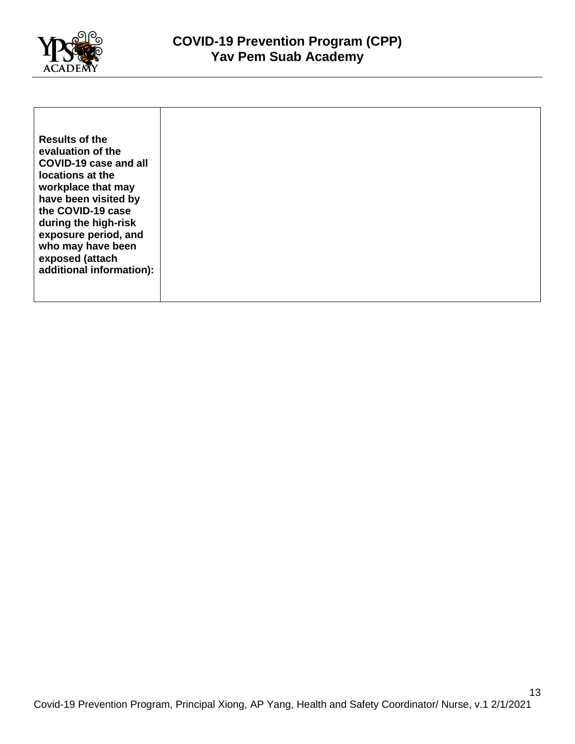| **Results of the evaluation of the COVID-19 case and all locations at the workplace that may have been visited by the COVID-19 case during the high-risk exposure period, and who may have been exposed (attach additional information):** | |
|---|---|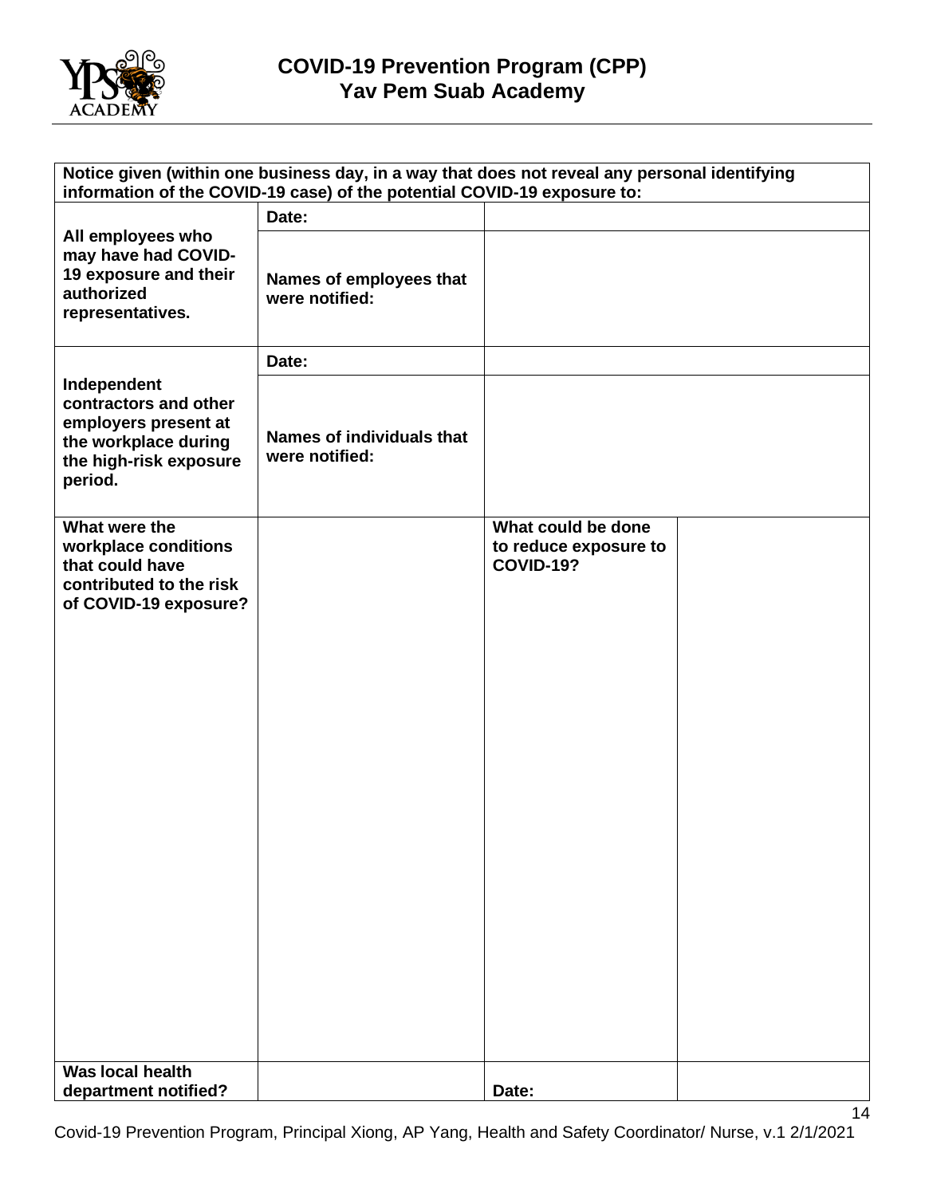| Notice given (within one business day, in a way that does not reveal any personal identifying information of the COVID-19 case) of the potential COVID-19 exposure to: | | | |
|---|---|---|---|
| **All employees who may have had COVID-19 exposure and their authorized representatives.** | **Date:** | | |
| | **Names of employees that were notified:** | | |
| **Independent contractors and other employers present at the workplace during the high-risk exposure period.** | **Date:** | | |
| | **Names of individuals that were notified:** | | |
| **What were the workplace conditions that could have contributed to the risk of COVID-19 exposure?** | | **What could be done to reduce exposure to COVID-19?** | |
| **Was local health department notified?** | | **Date:** | |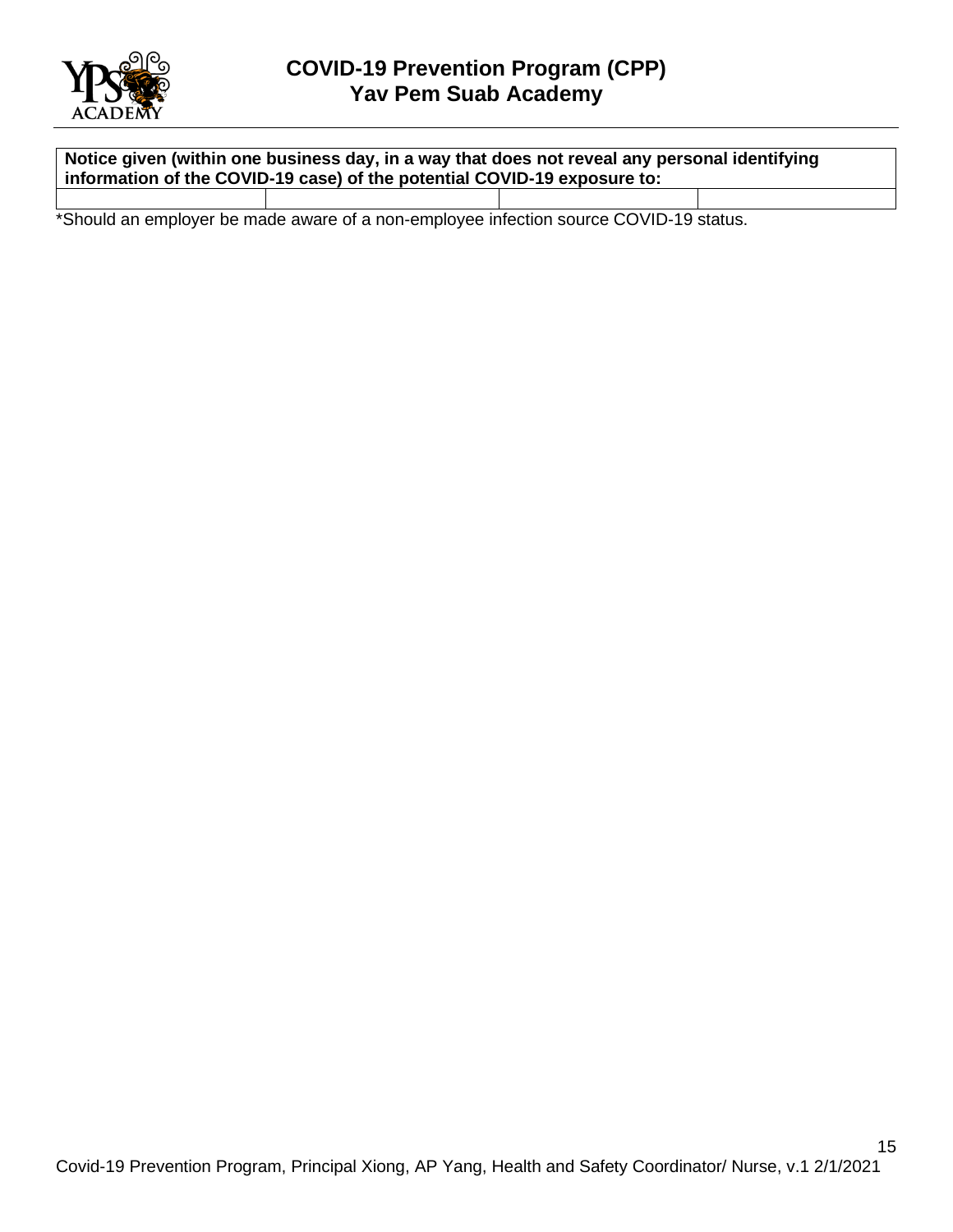| Notice given (within one business day, in a way that does not reveal any personal identifying information of the COVID-19 case) of the potential COVID-19 exposure to: | | | |
|---|---|---|---|
| | | | |

*Should an employer be made aware of a non-employee infection source COVID-19 status.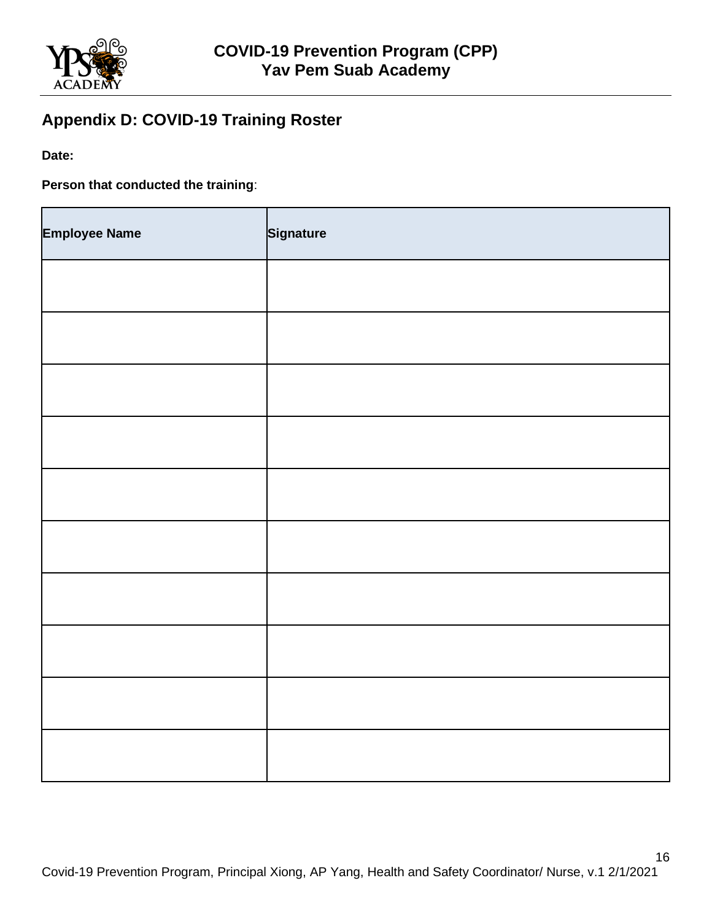## Appendix D: COVID-19 Training Roster

**Date:**

**Person that conducted the training**:

| Employee Name | Signature |
|---|---|
| | |
| | |
| | |
| | |
| | |
| | |
| | |
| | |
| | |
| | |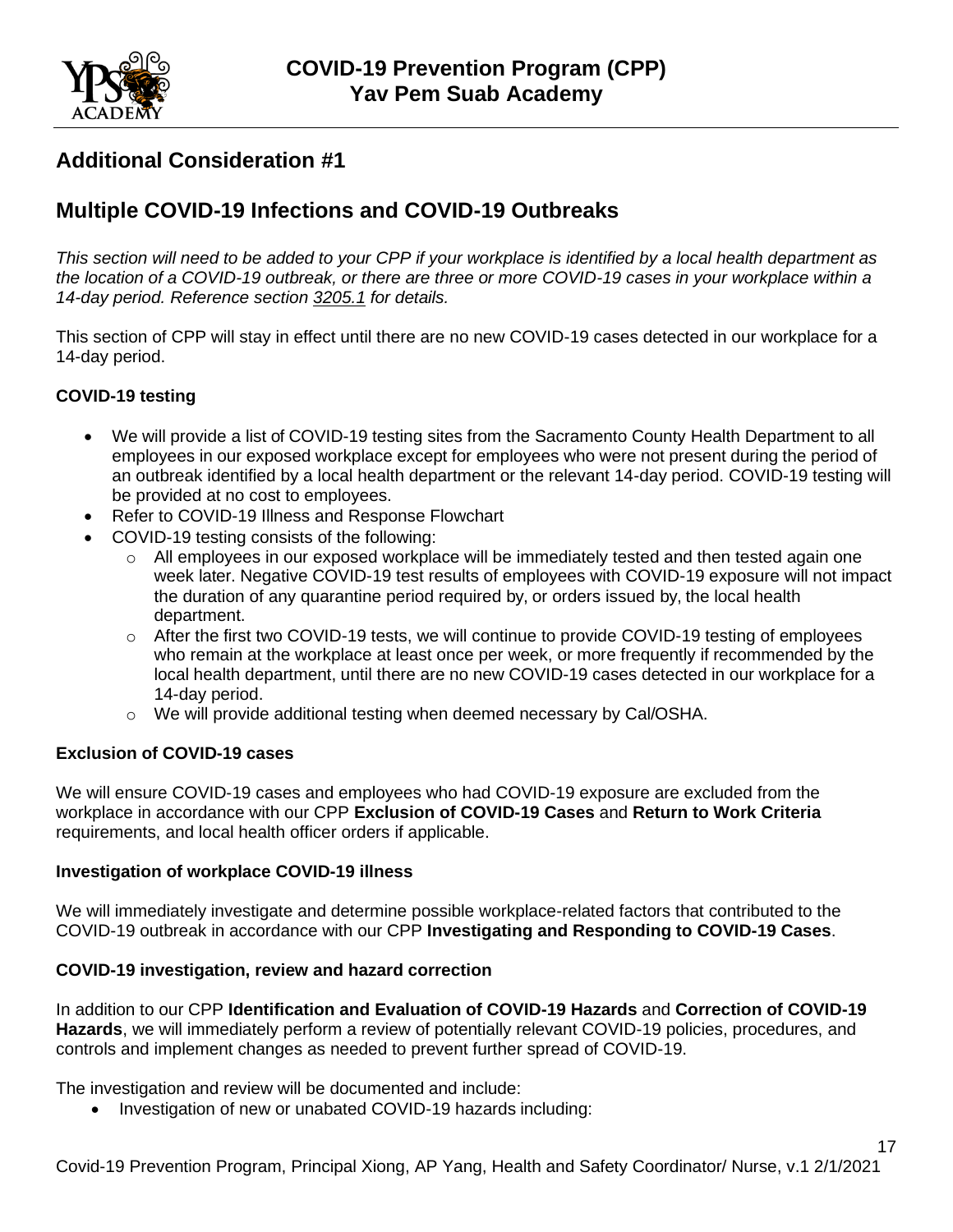## Additional Consideration #1

## Multiple COVID-19 Infections and COVID-19 Outbreaks

*This section will need to be added to your CPP if your workplace is identified by a local health department as the location of a COVID-19 outbreak, or there are three or more COVID-19 cases in your workplace within a 14-day period. Reference section 3205.1 for details.*

This section of CPP will stay in effect until there are no new COVID-19 cases detected in our workplace for a 14-day period.

**COVID-19 testing**

- We will provide a list of COVID-19 testing sites from the Sacramento County Health Department to all employees in our exposed workplace except for employees who were not present during the period of an outbreak identified by a local health department or the relevant 14-day period. COVID-19 testing will be provided at no cost to employees.
- Refer to COVID-19 Illness and Response Flowchart
- COVID-19 testing consists of the following:
  - All employees in our exposed workplace will be immediately tested and then tested again one week later. Negative COVID-19 test results of employees with COVID-19 exposure will not impact the duration of any quarantine period required by, or orders issued by, the local health department.
  - After the first two COVID-19 tests, we will continue to provide COVID-19 testing of employees who remain at the workplace at least once per week, or more frequently if recommended by the local health department, until there are no new COVID-19 cases detected in our workplace for a 14-day period.
  - We will provide additional testing when deemed necessary by Cal/OSHA.

**Exclusion of COVID-19 cases**

We will ensure COVID-19 cases and employees who had COVID-19 exposure are excluded from the workplace in accordance with our CPP **Exclusion of COVID-19 Cases** and **Return to Work Criteria** requirements, and local health officer orders if applicable.

**Investigation of workplace COVID-19 illness**

We will immediately investigate and determine possible workplace-related factors that contributed to the COVID-19 outbreak in accordance with our CPP **Investigating and Responding to COVID-19 Cases**.

**COVID-19 investigation, review and hazard correction**

In addition to our CPP **Identification and Evaluation of COVID-19 Hazards** and **Correction of COVID-19 Hazards**, we will immediately perform a review of potentially relevant COVID-19 policies, procedures, and controls and implement changes as needed to prevent further spread of COVID-19.

The investigation and review will be documented and include:

- Investigation of new or unabated COVID-19 hazards including: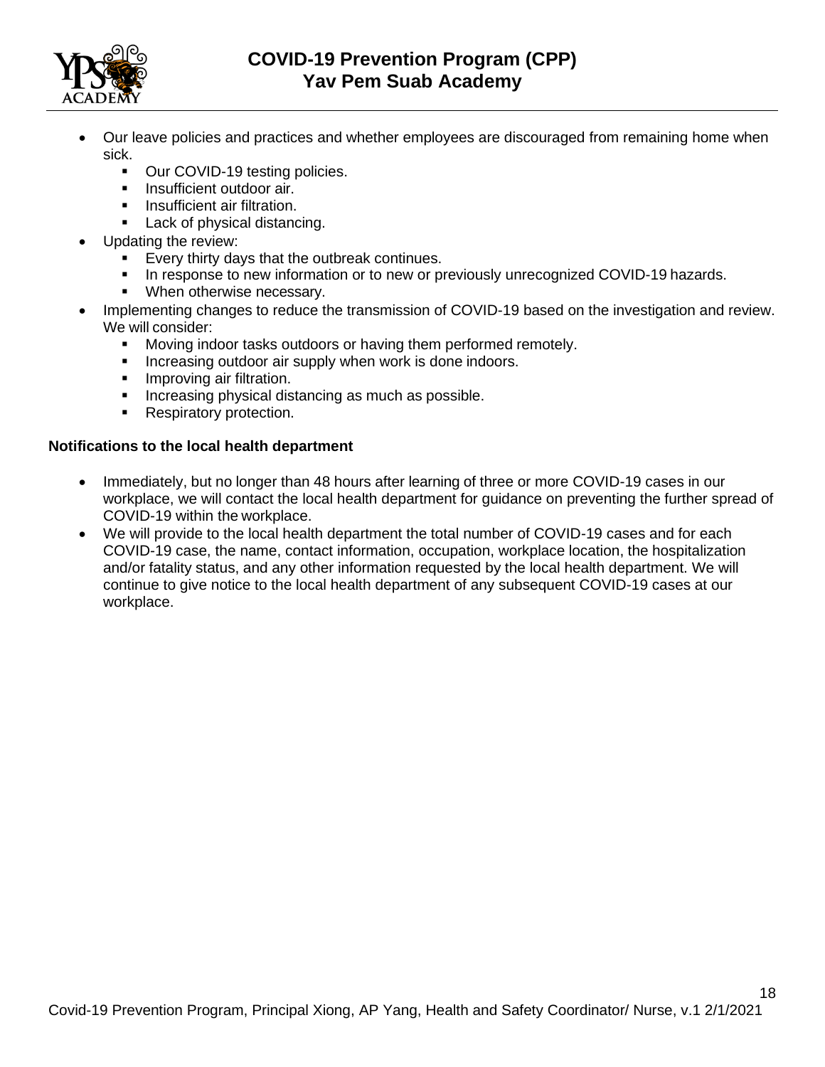- Our leave policies and practices and whether employees are discouraged from remaining home when sick.
  - Our COVID-19 testing policies.
  - Insufficient outdoor air.
  - Insufficient air filtration.
  - Lack of physical distancing.
- Updating the review:
  - Every thirty days that the outbreak continues.
  - In response to new information or to new or previously unrecognized COVID-19 hazards.
  - When otherwise necessary.
- Implementing changes to reduce the transmission of COVID-19 based on the investigation and review. We will consider:
  - Moving indoor tasks outdoors or having them performed remotely.
  - Increasing outdoor air supply when work is done indoors.
  - Improving air filtration.
  - Increasing physical distancing as much as possible.
  - Respiratory protection.

**Notifications to the local health department**

- Immediately, but no longer than 48 hours after learning of three or more COVID-19 cases in our workplace, we will contact the local health department for guidance on preventing the further spread of COVID-19 within the workplace.
- We will provide to the local health department the total number of COVID-19 cases and for each COVID-19 case, the name, contact information, occupation, workplace location, the hospitalization and/or fatality status, and any other information requested by the local health department. We will continue to give notice to the local health department of any subsequent COVID-19 cases at our workplace.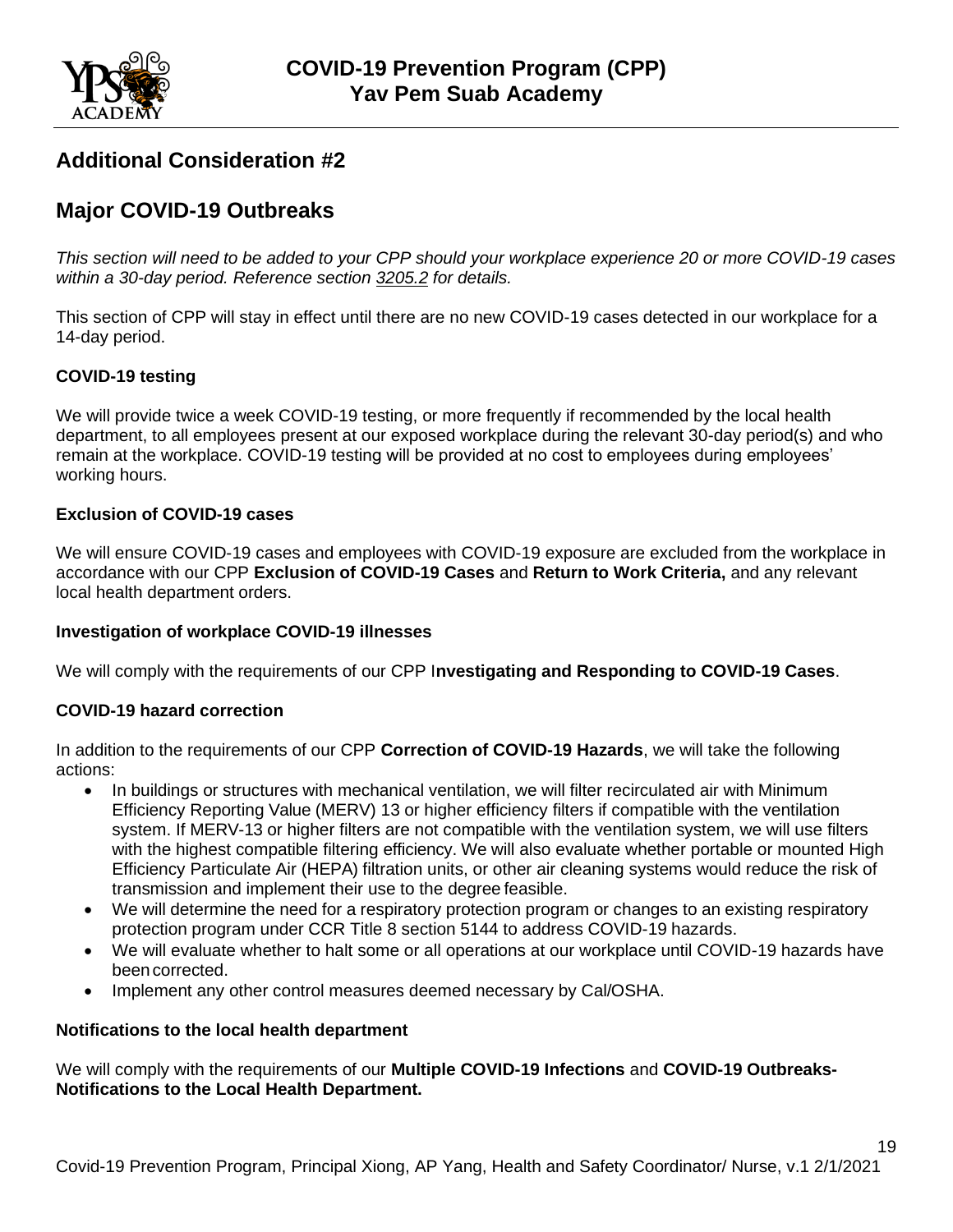## Additional Consideration #2

## Major COVID-19 Outbreaks

*This section will need to be added to your CPP should your workplace experience 20 or more COVID-19 cases within a 30-day period. Reference section 3205.2 for details.*

This section of CPP will stay in effect until there are no new COVID-19 cases detected in our workplace for a 14-day period.

**COVID-19 testing**

We will provide twice a week COVID-19 testing, or more frequently if recommended by the local health department, to all employees present at our exposed workplace during the relevant 30-day period(s) and who remain at the workplace. COVID-19 testing will be provided at no cost to employees during employees' working hours.

**Exclusion of COVID-19 cases**

We will ensure COVID-19 cases and employees with COVID-19 exposure are excluded from the workplace in accordance with our CPP **Exclusion of COVID-19 Cases** and **Return to Work Criteria,** and any relevant local health department orders.

**Investigation of workplace COVID-19 illnesses**

We will comply with the requirements of our CPP I**nvestigating and Responding to COVID-19 Cases**.

**COVID-19 hazard correction**

In addition to the requirements of our CPP **Correction of COVID-19 Hazards**, we will take the following actions:

- In buildings or structures with mechanical ventilation, we will filter recirculated air with Minimum Efficiency Reporting Value (MERV) 13 or higher efficiency filters if compatible with the ventilation system. If MERV-13 or higher filters are not compatible with the ventilation system, we will use filters with the highest compatible filtering efficiency. We will also evaluate whether portable or mounted High Efficiency Particulate Air (HEPA) filtration units, or other air cleaning systems would reduce the risk of transmission and implement their use to the degree feasible.
- We will determine the need for a respiratory protection program or changes to an existing respiratory protection program under CCR Title 8 section 5144 to address COVID-19 hazards.
- We will evaluate whether to halt some or all operations at our workplace until COVID-19 hazards have been corrected.
- Implement any other control measures deemed necessary by Cal/OSHA.

**Notifications to the local health department**

We will comply with the requirements of our **Multiple COVID-19 Infections** and **COVID-19 Outbreaks-Notifications to the Local Health Department.**